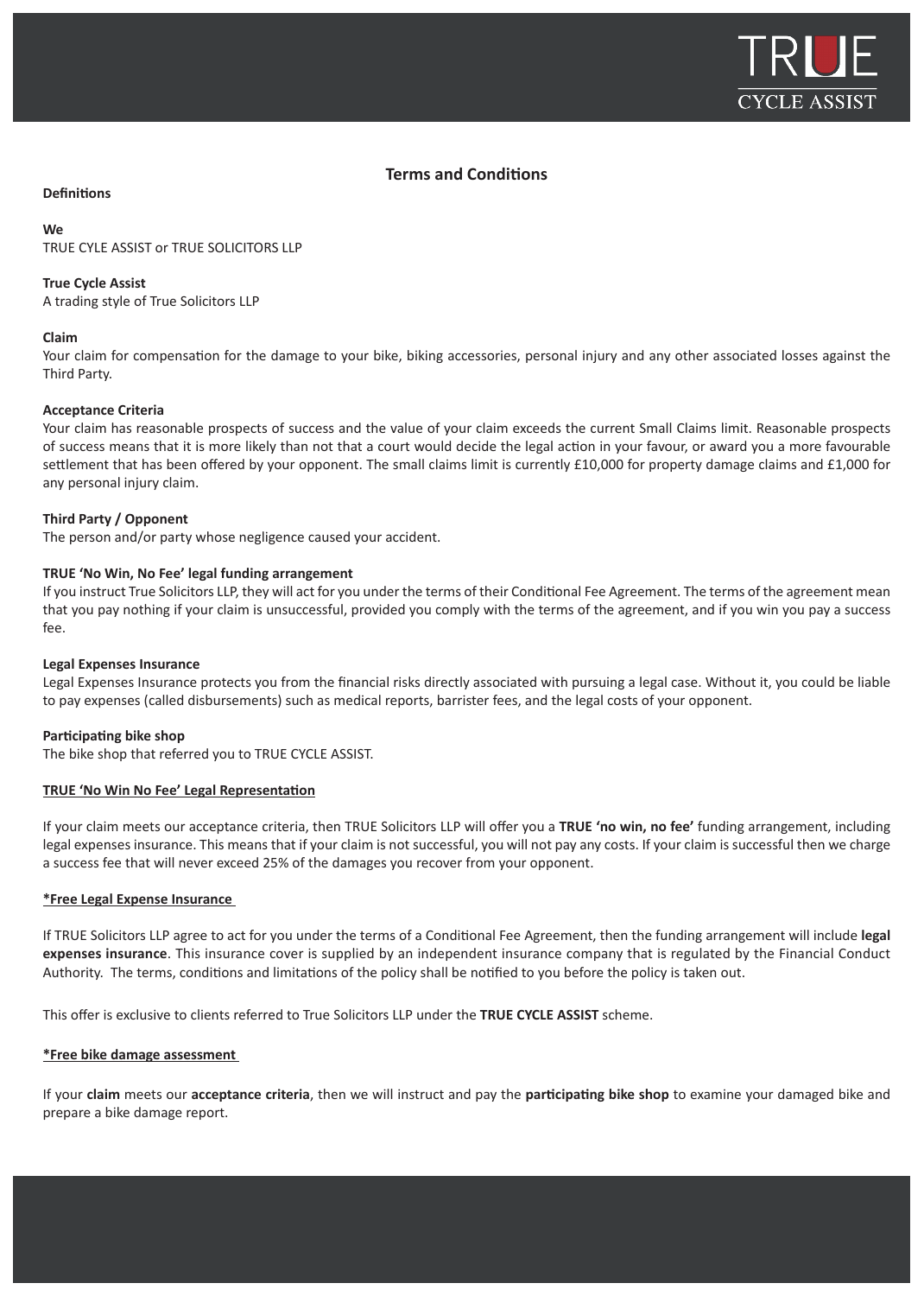## Terms and Conditions

### Definitions

**We**
TRUE CYLE ASSIST or TRUE SOLICITORS LLP

**True Cycle Assist**
A trading style of True Solicitors LLP

**Claim**
Your claim for compensation for the damage to your bike, biking accessories, personal injury and any other associated losses against the Third Party.

**Acceptance Criteria**
Your claim has reasonable prospects of success and the value of your claim exceeds the current Small Claims limit. Reasonable prospects of success means that it is more likely than not that a court would decide the legal action in your favour, or award you a more favourable settlement that has been offered by your opponent. The small claims limit is currently £10,000 for property damage claims and £1,000 for any personal injury claim.

**Third Party / Opponent**
The person and/or party whose negligence caused your accident.

**TRUE 'No Win, No Fee' legal funding arrangement**
If you instruct True Solicitors LLP, they will act for you under the terms of their Conditional Fee Agreement. The terms of the agreement mean that you pay nothing if your claim is unsuccessful, provided you comply with the terms of the agreement, and if you win you pay a success fee.

**Legal Expenses Insurance**
Legal Expenses Insurance protects you from the financial risks directly associated with pursuing a legal case. Without it, you could be liable to pay expenses (called disbursements) such as medical reports, barrister fees, and the legal costs of your opponent.

**Participating bike shop**
The bike shop that referred you to TRUE CYCLE ASSIST.

### TRUE 'No Win No Fee' Legal Representation

If your claim meets our acceptance criteria, then TRUE Solicitors LLP will offer you a **TRUE 'no win, no fee'** funding arrangement, including legal expenses insurance. This means that if your claim is not successful, you will not pay any costs. If your claim is successful then we charge a success fee that will never exceed 25% of the damages you recover from your opponent.

### *Free Legal Expense Insurance

If TRUE Solicitors LLP agree to act for you under the terms of a Conditional Fee Agreement, then the funding arrangement will include **legal expenses insurance**. This insurance cover is supplied by an independent insurance company that is regulated by the Financial Conduct Authority. The terms, conditions and limitations of the policy shall be notified to you before the policy is taken out.

This offer is exclusive to clients referred to True Solicitors LLP under the **TRUE CYCLE ASSIST** scheme.

### *Free bike damage assessment

If your **claim** meets our **acceptance criteria**, then we will instruct and pay the **participating bike shop** to examine your damaged bike and prepare a bike damage report.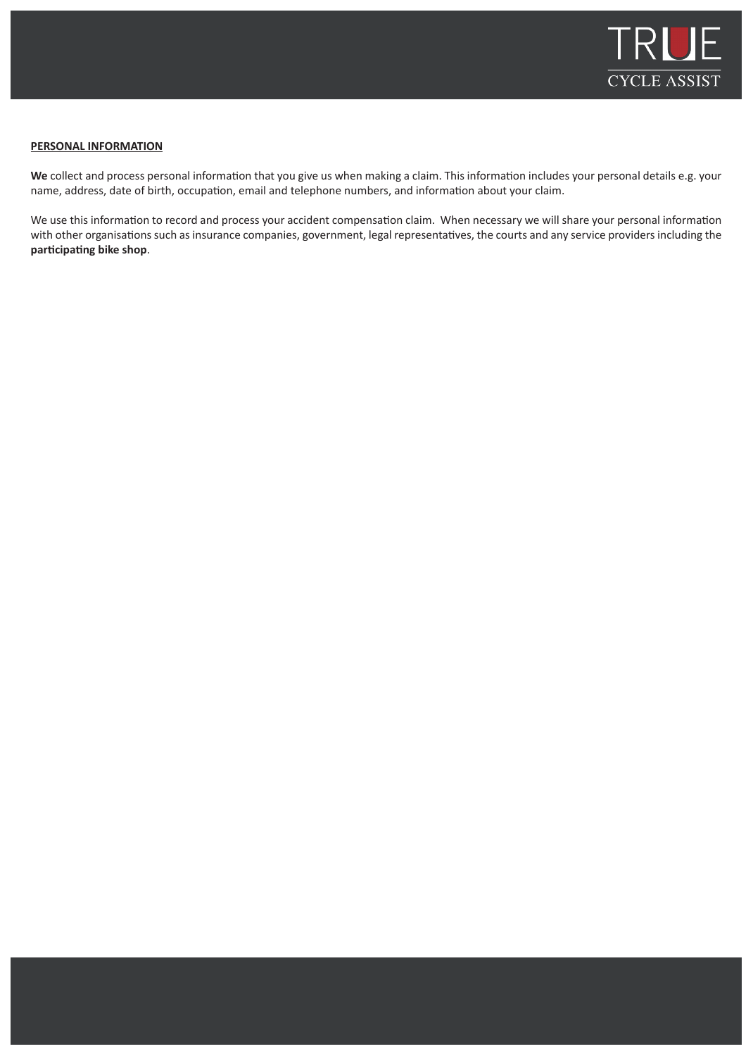**PERSONAL INFORMATION**

**We** collect and process personal information that you give us when making a claim. This information includes your personal details e.g. your name, address, date of birth, occupation, email and telephone numbers, and information about your claim.

We use this information to record and process your accident compensation claim. When necessary we will share your personal information with other organisations such as insurance companies, government, legal representatives, the courts and any service providers including the **participating bike shop**.